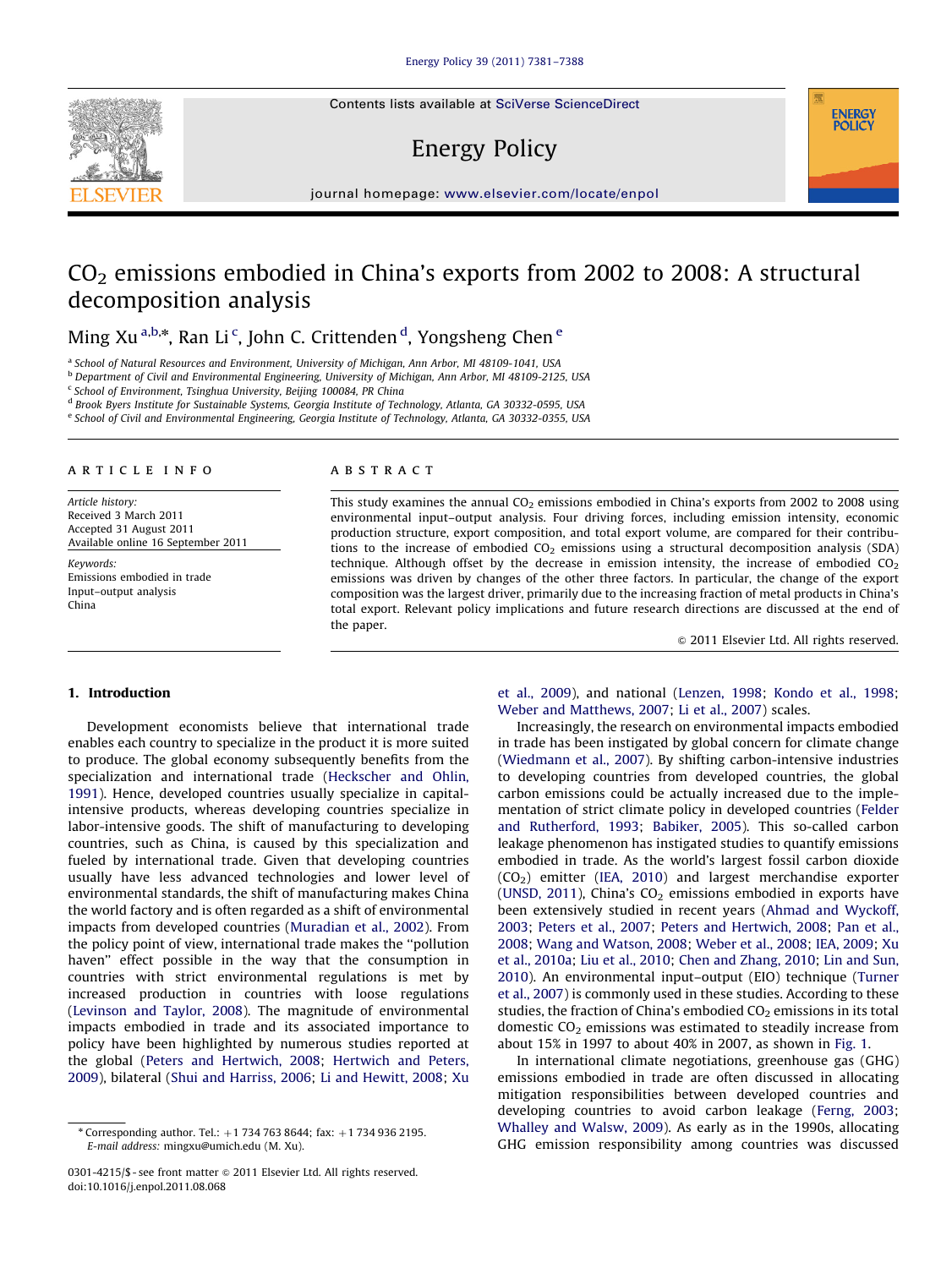Contents lists available at SciVerse ScienceDirect

# Energy Policy

journal homepage: www.elsevier.com/locate/enpol

# $CO_2$ emissions embodied in China's exports from 2002 to 2008: A structural decomposition analysis

Ming Xu [a,b,*], Ran Li [c], John C. Crittenden [d], Yongsheng Chen [e]

[a] School of Natural Resources and Environment, University of Michigan, Ann Arbor, MI 48109-1041, USA
[b] Department of Civil and Environmental Engineering, University of Michigan, Ann Arbor, MI 48109-2125, USA
[c] School of Environment, Tsinghua University, Beijing 100084, PR China
[d] Brook Byers Institute for Sustainable Systems, Georgia Institute of Technology, Atlanta, GA 30332-0595, USA
[e] School of Civil and Environmental Engineering, Georgia Institute of Technology, Atlanta, GA 30332-0355, USA

**ARTICLE INFO**

*Article history:*
Received 3 March 2011
Accepted 31 August 2011
Available online 16 September 2011

*Keywords:*
Emissions embodied in trade
Input–output analysis
China

**ABSTRACT**

This study examines the annual $CO_2$ emissions embodied in China's exports from 2002 to 2008 using environmental input–output analysis. Four driving forces, including emission intensity, economic production structure, export composition, and total export volume, are compared for their contributions to the increase of embodied $CO_2$ emissions using a structural decomposition analysis (SDA) technique. Although offset by the decrease in emission intensity, the increase of embodied $CO_2$ emissions was driven by changes of the other three factors. In particular, the change of the export composition was the largest driver, primarily due to the increasing fraction of metal products in China's total export. Relevant policy implications and future research directions are discussed at the end of the paper.

© 2011 Elsevier Ltd. All rights reserved.

## 1. Introduction

Development economists believe that international trade enables each country to specialize in the product it is more suited to produce. The global economy subsequently benefits from the specialization and international trade (Heckscher and Ohlin, 1991). Hence, developed countries usually specialize in capital-intensive products, whereas developing countries specialize in labor-intensive goods. The shift of manufacturing to developing countries, such as China, is caused by this specialization and fueled by international trade. Given that developing countries usually have less advanced technologies and lower level of environmental standards, the shift of manufacturing makes China the world factory and is often regarded as a shift of environmental impacts from developed countries (Muradian et al., 2002). From the policy point of view, international trade makes the "pollution haven" effect possible in the way that the consumption in countries with strict environmental regulations is met by increased production in countries with loose regulations (Levinson and Taylor, 2008). The magnitude of environmental impacts embodied in trade and its associated importance to policy have been highlighted by numerous studies reported at the global (Peters and Hertwich, 2008; Hertwich and Peters, 2009), bilateral (Shui and Harriss, 2006; Li and Hewitt, 2008; Xu et al., 2009), and national (Lenzen, 1998; Kondo et al., 1998; Weber and Matthews, 2007; Li et al., 2007) scales.

Increasingly, the research on environmental impacts embodied in trade has been instigated by global concern for climate change (Wiedmann et al., 2007). By shifting carbon-intensive industries to developing countries from developed countries, the global carbon emissions could be actually increased due to the implementation of strict climate policy in developed countries (Felder and Rutherford, 1993; Babiker, 2005). This so-called carbon leakage phenomenon has instigated studies to quantify emissions embodied in trade. As the world's largest fossil carbon dioxide ($CO_2$) emitter (IEA, 2010) and largest merchandise exporter (UNSD, 2011), China's $CO_2$ emissions embodied in exports have been extensively studied in recent years (Ahmad and Wyckoff, 2003; Peters et al., 2007; Peters and Hertwich, 2008; Pan et al., 2008; Wang and Watson, 2008; Weber et al., 2008; IEA, 2009; Xu et al., 2010a; Liu et al., 2010; Chen and Zhang, 2010; Lin and Sun, 2010). An environmental input–output (EIO) technique (Turner et al., 2007) is commonly used in these studies. According to these studies, the fraction of China's embodied $CO_2$ emissions in its total domestic $CO_2$ emissions was estimated to steadily increase from about 15% in 1997 to about 40% in 2007, as shown in Fig. 1.

In international climate negotiations, greenhouse gas (GHG) emissions embodied in trade are often discussed in allocating mitigation responsibilities between developed countries and developing countries to avoid carbon leakage (Ferng, 2003; Whalley and Walsw, 2009). As early as in the 1990s, allocating GHG emission responsibility among countries was discussed

\* Corresponding author. Tel.: +1 734 763 8644; fax: +1 734 936 2195.
*E-mail address:* mingxu@umich.edu (M. Xu).

0301-4215/$ - see front matter © 2011 Elsevier Ltd. All rights reserved.
doi:10.1016/j.enpol.2011.08.068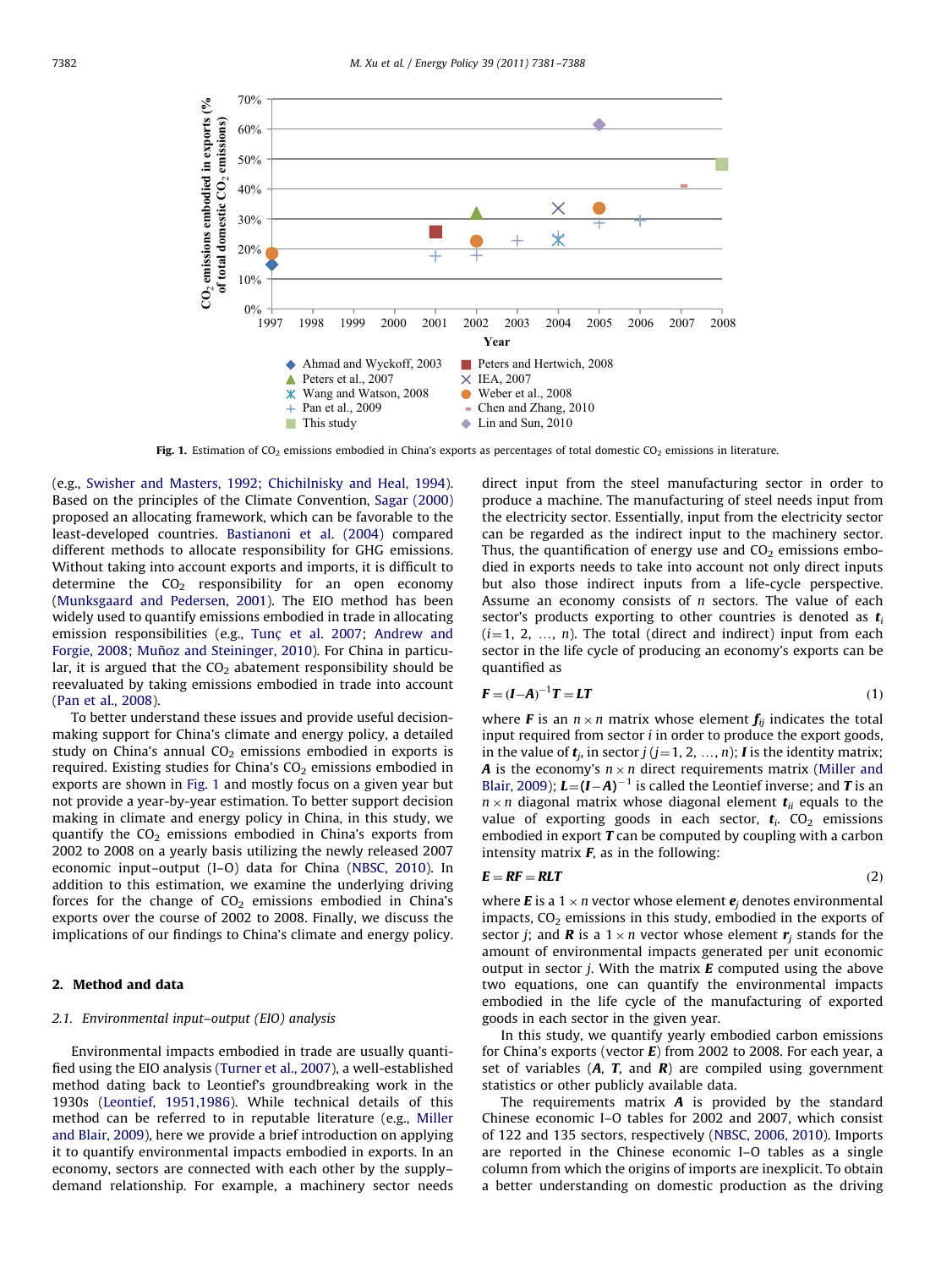Fig. 1. Estimation of $CO_2$ emissions embodied in China's exports as percentages of total domestic $CO_2$ emissions in literature.

(e.g., Swisher and Masters, 1992; Chichilnisky and Heal, 1994). Based on the principles of the Climate Convention, Sagar (2000) proposed an allocating framework, which can be favorable to the least-developed countries. Bastianoni et al. (2004) compared different methods to allocate responsibility for GHG emissions. Without taking into account exports and imports, it is difficult to determine the $CO_2$ responsibility for an open economy (Munksgaard and Pedersen, 2001). The EIO method has been widely used to quantify emissions embodied in trade in allocating emission responsibilities (e.g., Tunç et al. 2007; Andrew and Forgie, 2008; Muñoz and Steininger, 2010). For China in particular, it is argued that the $CO_2$ abatement responsibility should be reevaluated by taking emissions embodied in trade into account (Pan et al., 2008).

To better understand these issues and provide useful decision-making support for China's climate and energy policy, a detailed study on China's annual $CO_2$ emissions embodied in exports is required. Existing studies for China's $CO_2$ emissions embodied in exports are shown in Fig. 1 and mostly focus on a given year but not provide a year-by-year estimation. To better support decision making in climate and energy policy in China, in this study, we quantify the $CO_2$ emissions embodied in China's exports from 2002 to 2008 on a yearly basis utilizing the newly released 2007 economic input–output (I–O) data for China (NBSC, 2010). In addition to this estimation, we examine the underlying driving forces for the change of $CO_2$ emissions embodied in China's exports over the course of 2002 to 2008. Finally, we discuss the implications of our findings to China's climate and energy policy.

## 2. Method and data

### 2.1. Environmental input–output (EIO) analysis

Environmental impacts embodied in trade are usually quantified using the EIO analysis (Turner et al., 2007), a well-established method dating back to Leontief's groundbreaking work in the 1930s (Leontief, 1951,1986). While technical details of this method can be referred to in reputable literature (e.g., Miller and Blair, 2009), here we provide a brief introduction on applying it to quantify environmental impacts embodied in exports. In an economy, sectors are connected with each other by the supply–demand relationship. For example, a machinery sector needs direct input from the steel manufacturing sector in order to produce a machine. The manufacturing of steel needs input from the electricity sector. Essentially, input from the electricity sector can be regarded as the indirect input to the machinery sector. Thus, the quantification of energy use and $CO_2$ emissions embodied in exports needs to take into account not only direct inputs but also those indirect inputs from a life-cycle perspective. Assume an economy consists of $n$ sectors. The value of each sector's products exporting to other countries is denoted as $\boldsymbol{t}_i$ ($i$=1, 2, …, $n$). The total (direct and indirect) input from each sector in the life cycle of producing an economy's exports can be quantified as

$$\boldsymbol{F}=(\boldsymbol{I}-\boldsymbol{A})^{-1}\boldsymbol{T}=\boldsymbol{LT} \tag{1}$$

where $\boldsymbol{F}$ is an $n\times n$ matrix whose element $\boldsymbol{f}_{ij}$ indicates the total input required from sector $i$ in order to produce the export goods, in the value of $\boldsymbol{t}_j$, in sector $j$ ($j$=1, 2, …, $n$); $\boldsymbol{I}$ is the identity matrix; $\boldsymbol{A}$ is the economy's $n\times n$ direct requirements matrix (Miller and Blair, 2009); $\boldsymbol{L}=(\boldsymbol{I}-\boldsymbol{A})^{-1}$ is called the Leontief inverse; and $\boldsymbol{T}$ is an $n\times n$ diagonal matrix whose diagonal element $\boldsymbol{t}_{ii}$ equals to the value of exporting goods in each sector, $\boldsymbol{t}_i$. $CO_2$ emissions embodied in export $\boldsymbol{T}$ can be computed by coupling with a carbon intensity matrix $\boldsymbol{F}$, as in the following:

$$\boldsymbol{E}=\boldsymbol{RF}=\boldsymbol{RLT} \tag{2}$$

where $\boldsymbol{E}$ is a $1\times n$ vector whose element $\boldsymbol{e}_j$ denotes environmental impacts, $CO_2$ emissions in this study, embodied in the exports of sector $j$; and $\boldsymbol{R}$ is a $1\times n$ vector whose element $\boldsymbol{r}_j$ stands for the amount of environmental impacts generated per unit economic output in sector $j$. With the matrix $\boldsymbol{E}$ computed using the above two equations, one can quantify the environmental impacts embodied in the life cycle of the manufacturing of exported goods in each sector in the given year.

In this study, we quantify yearly embodied carbon emissions for China's exports (vector $\boldsymbol{E}$) from 2002 to 2008. For each year, a set of variables ($\boldsymbol{A}$, $\boldsymbol{T}$, and $\boldsymbol{R}$) are compiled using government statistics or other publicly available data.

The requirements matrix $\boldsymbol{A}$ is provided by the standard Chinese economic I–O tables for 2002 and 2007, which consist of 122 and 135 sectors, respectively (NBSC, 2006, 2010). Imports are reported in the Chinese economic I–O tables as a single column from which the origins of imports are inexplicit. To obtain a better understanding on domestic production as the driving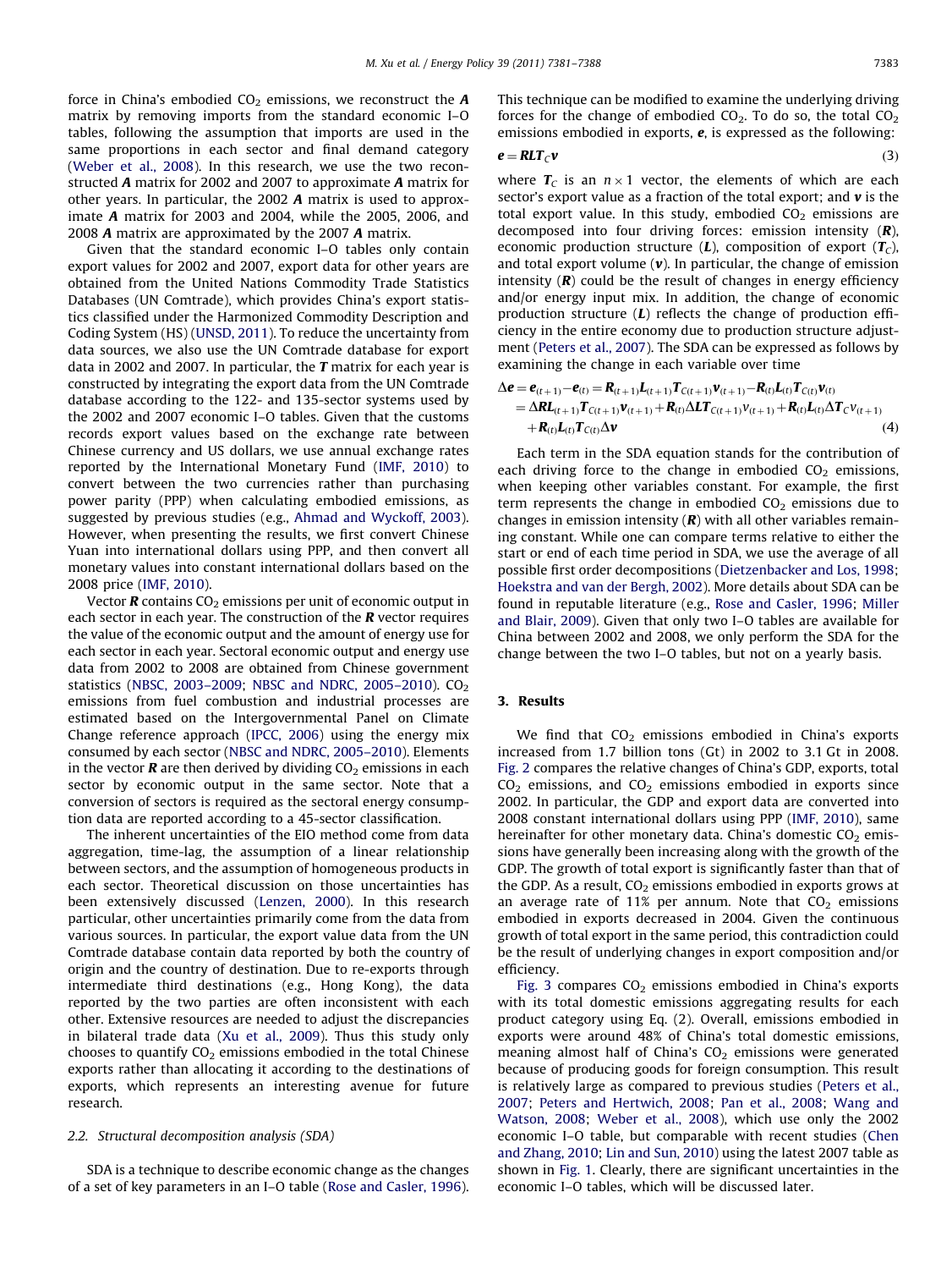force in China's embodied $CO_2$ emissions, we reconstruct the $\boldsymbol{A}$ matrix by removing imports from the standard economic I–O tables, following the assumption that imports are used in the same proportions in each sector and final demand category (Weber et al., 2008). In this research, we use the two reconstructed $\boldsymbol{A}$ matrix for 2002 and 2007 to approximate $\boldsymbol{A}$ matrix for other years. In particular, the 2002 $\boldsymbol{A}$ matrix is used to approximate $\boldsymbol{A}$ matrix for 2003 and 2004, while the 2005, 2006, and 2008 $\boldsymbol{A}$ matrix are approximated by the 2007 $\boldsymbol{A}$ matrix.

Given that the standard economic I–O tables only contain export values for 2002 and 2007, export data for other years are obtained from the United Nations Commodity Trade Statistics Databases (UN Comtrade), which provides China's export statistics classified under the Harmonized Commodity Description and Coding System (HS) (UNSD, 2011). To reduce the uncertainty from data sources, we also use the UN Comtrade database for export data in 2002 and 2007. In particular, the $\boldsymbol{T}$ matrix for each year is constructed by integrating the export data from the UN Comtrade database according to the 122- and 135-sector systems used by the 2002 and 2007 economic I–O tables. Given that the customs records export values based on the exchange rate between Chinese currency and US dollars, we use annual exchange rates reported by the International Monetary Fund (IMF, 2010) to convert between the two currencies rather than purchasing power parity (PPP) when calculating embodied emissions, as suggested by previous studies (e.g., Ahmad and Wyckoff, 2003). However, when presenting the results, we first convert Chinese Yuan into international dollars using PPP, and then convert all monetary values into constant international dollars based on the 2008 price (IMF, 2010).

Vector $\boldsymbol{R}$ contains $CO_2$ emissions per unit of economic output in each sector in each year. The construction of the $\boldsymbol{R}$ vector requires the value of the economic output and the amount of energy use for each sector in each year. Sectoral economic output and energy use data from 2002 to 2008 are obtained from Chinese government statistics (NBSC, 2003–2009; NBSC and NDRC, 2005–2010). $CO_2$ emissions from fuel combustion and industrial processes are estimated based on the Intergovernmental Panel on Climate Change reference approach (IPCC, 2006) using the energy mix consumed by each sector (NBSC and NDRC, 2005–2010). Elements in the vector $\boldsymbol{R}$ are then derived by dividing $CO_2$ emissions in each sector by economic output in the same sector. Note that a conversion of sectors is required as the sectoral energy consumption data are reported according to a 45-sector classification.

The inherent uncertainties of the EIO method come from data aggregation, time-lag, the assumption of a linear relationship between sectors, and the assumption of homogeneous products in each sector. Theoretical discussion on those uncertainties has been extensively discussed (Lenzen, 2000). In this research particular, other uncertainties primarily come from the data from various sources. In particular, the export value data from the UN Comtrade database contain data reported by both the country of origin and the country of destination. Due to re-exports through intermediate third destinations (e.g., Hong Kong), the data reported by the two parties are often inconsistent with each other. Extensive resources are needed to adjust the discrepancies in bilateral trade data (Xu et al., 2009). Thus this study only chooses to quantify $CO_2$ emissions embodied in the total Chinese exports rather than allocating it according to the destinations of exports, which represents an interesting avenue for future research.

### 2.2. Structural decomposition analysis (SDA)

SDA is a technique to describe economic change as the changes of a set of key parameters in an I–O table (Rose and Casler, 1996). This technique can be modified to examine the underlying driving forces for the change of embodied $CO_2$. To do so, the total $CO_2$ emissions embodied in exports, $\boldsymbol{e}$, is expressed as the following:

$$\boldsymbol{e} = \boldsymbol{R}\boldsymbol{L}\boldsymbol{T}_C\boldsymbol{v} \tag{3}$$

where $\boldsymbol{T}_C$ is an $n \times 1$ vector, the elements of which are each sector's export value as a fraction of the total export; and $\boldsymbol{v}$ is the total export value. In this study, embodied $CO_2$ emissions are decomposed into four driving forces: emission intensity ($\boldsymbol{R}$), economic production structure ($\boldsymbol{L}$), composition of export ($\boldsymbol{T}_C$), and total export volume ($\boldsymbol{v}$). In particular, the change of emission intensity ($\boldsymbol{R}$) could be the result of changes in energy efficiency and/or energy input mix. In addition, the change of economic production structure ($\boldsymbol{L}$) reflects the change of production efficiency in the entire economy due to production structure adjustment (Peters et al., 2007). The SDA can be expressed as follows by examining the change in each variable over time

$$\begin{aligned}\Delta \boldsymbol{e} &= \boldsymbol{e}_{(t+1)} - \boldsymbol{e}_{(t)} = \boldsymbol{R}_{(t+1)}\boldsymbol{L}_{(t+1)}\boldsymbol{T}_{C(t+1)}\boldsymbol{v}_{(t+1)} - \boldsymbol{R}_{(t)}\boldsymbol{L}_{(t)}\boldsymbol{T}_{C(t)}\boldsymbol{v}_{(t)} \\ &= \Delta \boldsymbol{R}\boldsymbol{L}_{(t+1)}\boldsymbol{T}_{C(t+1)}\boldsymbol{v}_{(t+1)} + \boldsymbol{R}_{(t)}\Delta \boldsymbol{L}\boldsymbol{T}_{C(t+1)}\boldsymbol{v}_{(t+1)} + \boldsymbol{R}_{(t)}\boldsymbol{L}_{(t)}\Delta \boldsymbol{T}_C\boldsymbol{v}_{(t+1)} \\ &\quad + \boldsymbol{R}_{(t)}\boldsymbol{L}_{(t)}\boldsymbol{T}_{C(t)}\Delta \boldsymbol{v}\end{aligned} \tag{4}$$

Each term in the SDA equation stands for the contribution of each driving force to the change in embodied $CO_2$ emissions, when keeping other variables constant. For example, the first term represents the change in embodied $CO_2$ emissions due to changes in emission intensity ($\boldsymbol{R}$) with all other variables remaining constant. While one can compare terms relative to either the start or end of each time period in SDA, we use the average of all possible first order decompositions (Dietzenbacker and Los, 1998; Hoekstra and van der Bergh, 2002). More details about SDA can be found in reputable literature (e.g., Rose and Casler, 1996; Miller and Blair, 2009). Given that only two I–O tables are available for China between 2002 and 2008, we only perform the SDA for the change between the two I–O tables, but not on a yearly basis.

## 3. Results

We find that $CO_2$ emissions embodied in China's exports increased from 1.7 billion tons (Gt) in 2002 to 3.1 Gt in 2008. Fig. 2 compares the relative changes of China's GDP, exports, total $CO_2$ emissions, and $CO_2$ emissions embodied in exports since 2002. In particular, the GDP and export data are converted into 2008 constant international dollars using PPP (IMF, 2010), same hereinafter for other monetary data. China's domestic $CO_2$ emissions have generally been increasing along with the growth of the GDP. The growth of total export is significantly faster than that of the GDP. As a result, $CO_2$ emissions embodied in exports grows at an average rate of 11% per annum. Note that $CO_2$ emissions embodied in exports decreased in 2004. Given the continuous growth of total export in the same period, this contradiction could be the result of underlying changes in export composition and/or efficiency.

Fig. 3 compares $CO_2$ emissions embodied in China's exports with its total domestic emissions aggregating results for each product category using Eq. (2). Overall, emissions embodied in exports were around 48% of China's total domestic emissions, meaning almost half of China's $CO_2$ emissions were generated because of producing goods for foreign consumption. This result is relatively large as compared to previous studies (Peters et al., 2007; Peters and Hertwich, 2008; Pan et al., 2008; Wang and Watson, 2008; Weber et al., 2008), which use only the 2002 economic I–O table, but comparable with recent studies (Chen and Zhang, 2010; Lin and Sun, 2010) using the latest 2007 table as shown in Fig. 1. Clearly, there are significant uncertainties in the economic I–O tables, which will be discussed later.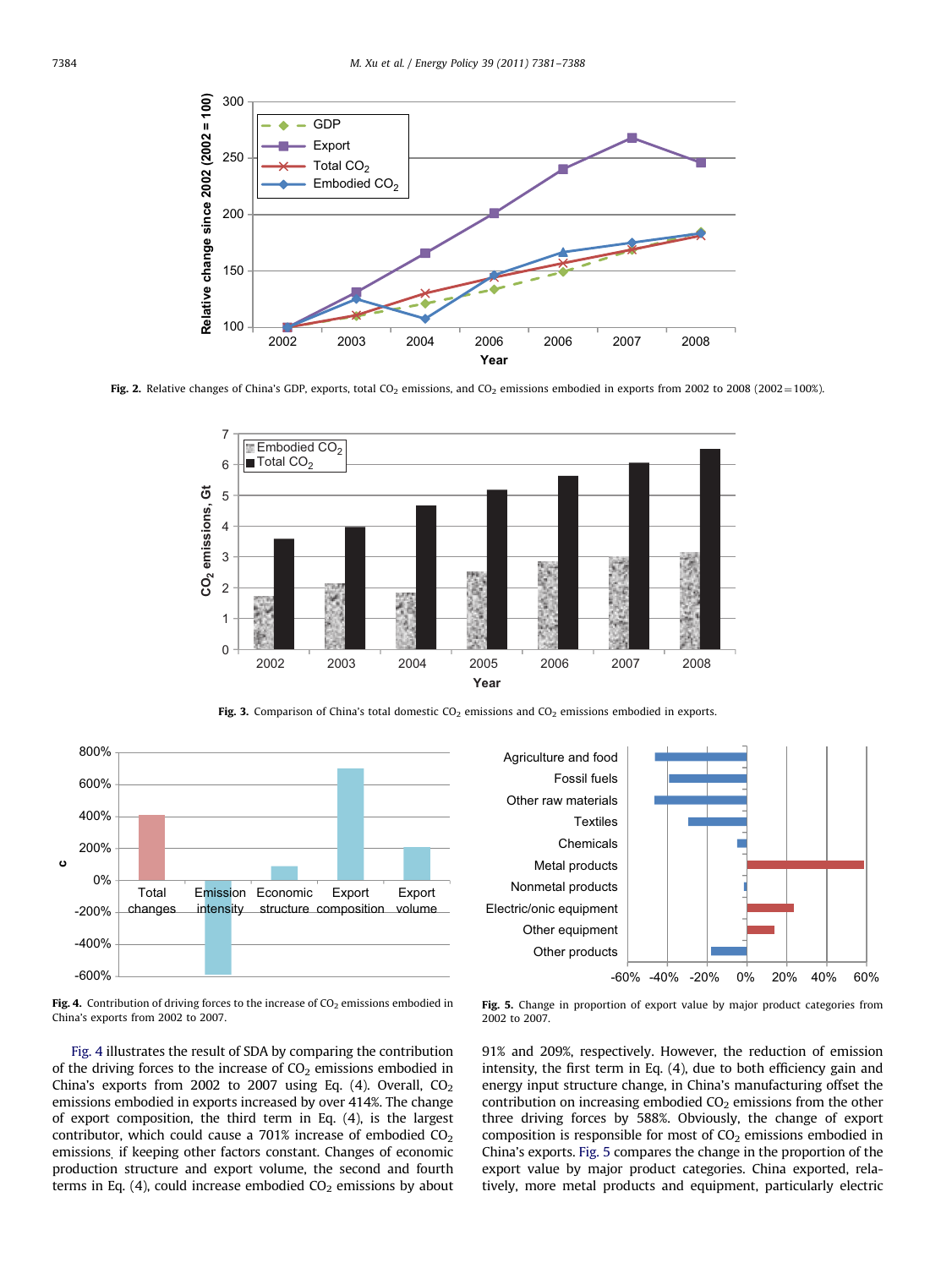Fig. 2. Relative changes of China's GDP, exports, total $CO_2$ emissions, and $CO_2$ emissions embodied in exports from 2002 to 2008 (2002 = 100%).

Fig. 3. Comparison of China's total domestic $CO_2$ emissions and $CO_2$ emissions embodied in exports.

Fig. 4. Contribution of driving forces to the increase of $CO_2$ emissions embodied in China's exports from 2002 to 2007.

Fig. 5. Change in proportion of export value by major product categories from 2002 to 2007.

Fig. 4 illustrates the result of SDA by comparing the contribution of the driving forces to the increase of $CO_2$ emissions embodied in China's exports from 2002 to 2007 using Eq. (4). Overall, $CO_2$ emissions embodied in exports increased by over 414%. The change of export composition, the third term in Eq. (4), is the largest contributor, which could cause a 701% increase of embodied $CO_2$ emissions, if keeping other factors constant. Changes of economic production structure and export volume, the second and fourth terms in Eq. (4), could increase embodied $CO_2$ emissions by about 91% and 209%, respectively. However, the reduction of emission intensity, the first term in Eq. (4), due to both efficiency gain and energy input structure change, in China's manufacturing offset the contribution on increasing embodied $CO_2$ emissions from the other three driving forces by 588%. Obviously, the change of export composition is responsible for most of $CO_2$ emissions embodied in China's exports. Fig. 5 compares the change in the proportion of the export value by major product categories. China exported, relatively, more metal products and equipment, particularly electric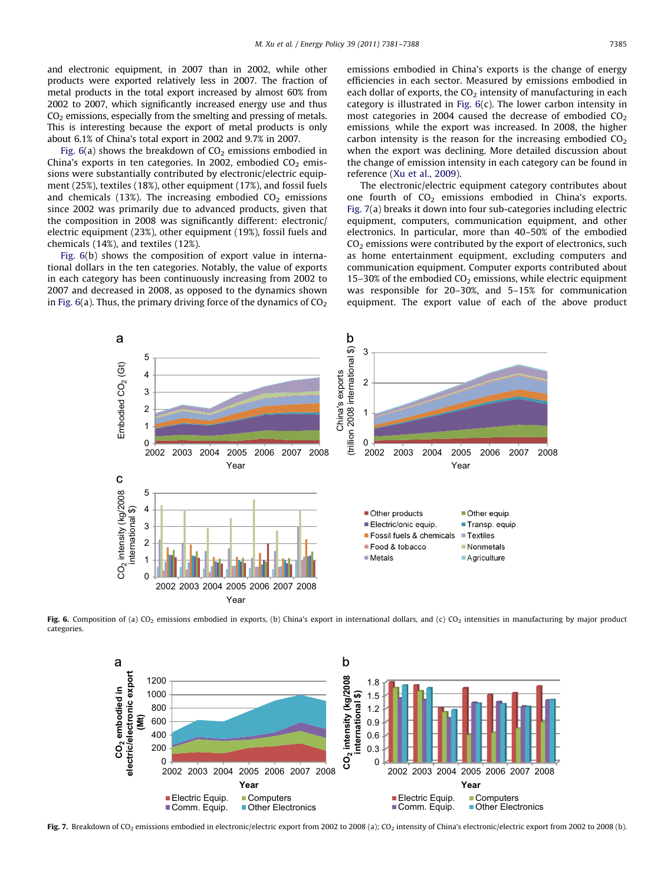and electronic equipment, in 2007 than in 2002, while other products were exported relatively less in 2007. The fraction of metal products in the total export increased by almost 60% from 2002 to 2007, which significantly increased energy use and thus $CO_2$ emissions, especially from the smelting and pressing of metals. This is interesting because the export of metal products is only about 6.1% of China's total export in 2002 and 9.7% in 2007.

Fig. 6(a) shows the breakdown of $CO_2$ emissions embodied in China's exports in ten categories. In 2002, embodied $CO_2$ emissions were substantially contributed by electronic/electric equipment (25%), textiles (18%), other equipment (17%), and fossil fuels and chemicals (13%). The increasing embodied $CO_2$ emissions since 2002 was primarily due to advanced products, given that the composition in 2008 was significantly different: electronic/electric equipment (23%), other equipment (19%), fossil fuels and chemicals (14%), and textiles (12%).

Fig. 6(b) shows the composition of export value in international dollars in the ten categories. Notably, the value of exports in each category has been continuously increasing from 2002 to 2007 and decreased in 2008, as opposed to the dynamics shown in Fig. 6(a). Thus, the primary driving force of the dynamics of $CO_2$ emissions embodied in China's exports is the change of energy efficiencies in each sector. Measured by emissions embodied in each dollar of exports, the $CO_2$ intensity of manufacturing in each category is illustrated in Fig. 6(c). The lower carbon intensity in most categories in 2004 caused the decrease of embodied $CO_2$ emissions, while the export was increased. In 2008, the higher carbon intensity is the reason for the increasing embodied $CO_2$ when the export was declining. More detailed discussion about the change of emission intensity in each category can be found in reference (Xu et al., 2009).

The electronic/electric equipment category contributes about one fourth of $CO_2$ emissions embodied in China's exports. Fig. 7(a) breaks it down into four sub-categories including electric equipment, computers, communication equipment, and other electronics. In particular, more than 40–50% of the embodied $CO_2$ emissions were contributed by the export of electronics, such as home entertainment equipment, excluding computers and communication equipment. Computer exports contributed about 15–30% of the embodied $CO_2$ emissions, while electric equipment was responsible for 20–30%, and 5–15% for communication equipment. The export value of each of the above product

**Fig. 6.** Composition of (a) $CO_2$ emissions embodied in exports, (b) China's export in international dollars, and (c) $CO_2$ intensities in manufacturing by major product categories.

**Fig. 7.** Breakdown of $CO_2$ emissions embodied in electronic/electric export from 2002 to 2008 (a); $CO_2$ intensity of China's electronic/electric export from 2002 to 2008 (b).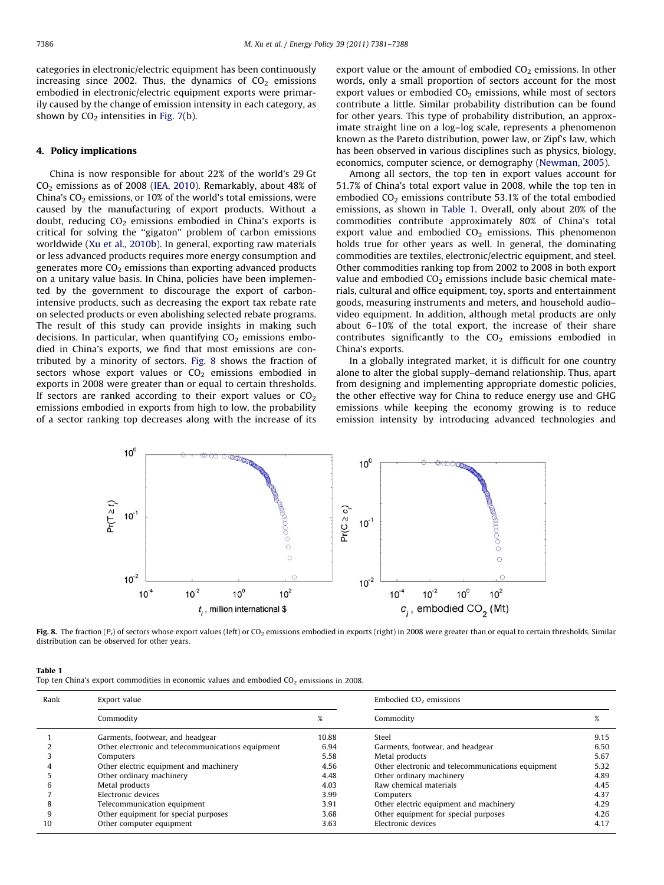categories in electronic/electric equipment has been continuously increasing since 2002. Thus, the dynamics of $CO_2$ emissions embodied in electronic/electric equipment exports were primarily caused by the change of emission intensity in each category, as shown by $CO_2$ intensities in Fig. 7(b).

## 4. Policy implications

China is now responsible for about 22% of the world's 29 Gt $CO_2$ emissions as of 2008 (IEA, 2010). Remarkably, about 48% of China's $CO_2$ emissions, or 10% of the world's total emissions, were caused by the manufacturing of export products. Without a doubt, reducing $CO_2$ emissions embodied in China's exports is critical for solving the "gigaton" problem of carbon emissions worldwide (Xu et al., 2010b). In general, exporting raw materials or less advanced products requires more energy consumption and generates more $CO_2$ emissions than exporting advanced products on a unitary value basis. In China, policies have been implemented by the government to discourage the export of carbon-intensive products, such as decreasing the export tax rebate rate on selected products or even abolishing selected rebate programs. The result of this study can provide insights in making such decisions. In particular, when quantifying $CO_2$ emissions embodied in China's exports, we find that most emissions are contributed by a minority of sectors. Fig. 8 shows the fraction of sectors whose export values or $CO_2$ emissions embodied in exports in 2008 were greater than or equal to certain thresholds. If sectors are ranked according to their export values or $CO_2$ emissions embodied in exports from high to low, the probability of a sector ranking top decreases along with the increase of its export value or the amount of embodied $CO_2$ emissions. In other words, only a small proportion of sectors account for the most export values or embodied $CO_2$ emissions, while most of sectors contribute a little. Similar probability distribution can be found for other years. This type of probability distribution, an approximate straight line on a log–log scale, represents a phenomenon known as the Pareto distribution, power law, or Zipf's law, which has been observed in various disciplines such as physics, biology, economics, computer science, or demography (Newman, 2005).

Among all sectors, the top ten in export values account for 51.7% of China's total export value in 2008, while the top ten in embodied $CO_2$ emissions contribute 53.1% of the total embodied emissions, as shown in Table 1. Overall, only about 20% of the commodities contribute approximately 80% of China's total export value and embodied $CO_2$ emissions. This phenomenon holds true for other years as well. In general, the dominating commodities are textiles, electronic/electric equipment, and steel. Other commodities ranking top from 2002 to 2008 in both export value and embodied $CO_2$ emissions include basic chemical materials, cultural and office equipment, toy, sports and entertainment goods, measuring instruments and meters, and household audio–video equipment. In addition, although metal products are only about 6–10% of the total export, the increase of their share contributes significantly to the $CO_2$ emissions embodied in China's exports.

In a globally integrated market, it is difficult for one country alone to alter the global supply–demand relationship. Thus, apart from designing and implementing appropriate domestic policies, the other effective way for China to reduce energy use and GHG emissions while keeping the economy growing is to reduce emission intensity by introducing advanced technologies and

**Fig. 8.** The fraction ($P_r$) of sectors whose export values (left) or $CO_2$ emissions embodied in exports (right) in 2008 were greater than or equal to certain thresholds. Similar distribution can be observed for other years.

**Table 1**
Top ten China's export commodities in economic values and embodied $CO_2$ emissions in 2008.

| Rank | Export value | | Embodied $CO_2$ emissions | |
|---|---|---|---|---|
| | Commodity | % | Commodity | % |
| 1 | Garments, footwear, and headgear | 10.88 | Steel | 9.15 |
| 2 | Other electronic and telecommunications equipment | 6.94 | Garments, footwear, and headgear | 6.50 |
| 3 | Computers | 5.58 | Metal products | 5.67 |
| 4 | Other electric equipment and machinery | 4.56 | Other electronic and telecommunications equipment | 5.32 |
| 5 | Other ordinary machinery | 4.48 | Other ordinary machinery | 4.89 |
| 6 | Metal products | 4.03 | Raw chemical materials | 4.45 |
| 7 | Electronic devices | 3.99 | Computers | 4.37 |
| 8 | Telecommunication equipment | 3.91 | Other electric equipment and machinery | 4.29 |
| 9 | Other equipment for special purposes | 3.68 | Other equipment for special purposes | 4.26 |
| 10 | Other computer equipment | 3.63 | Electronic devices | 4.17 |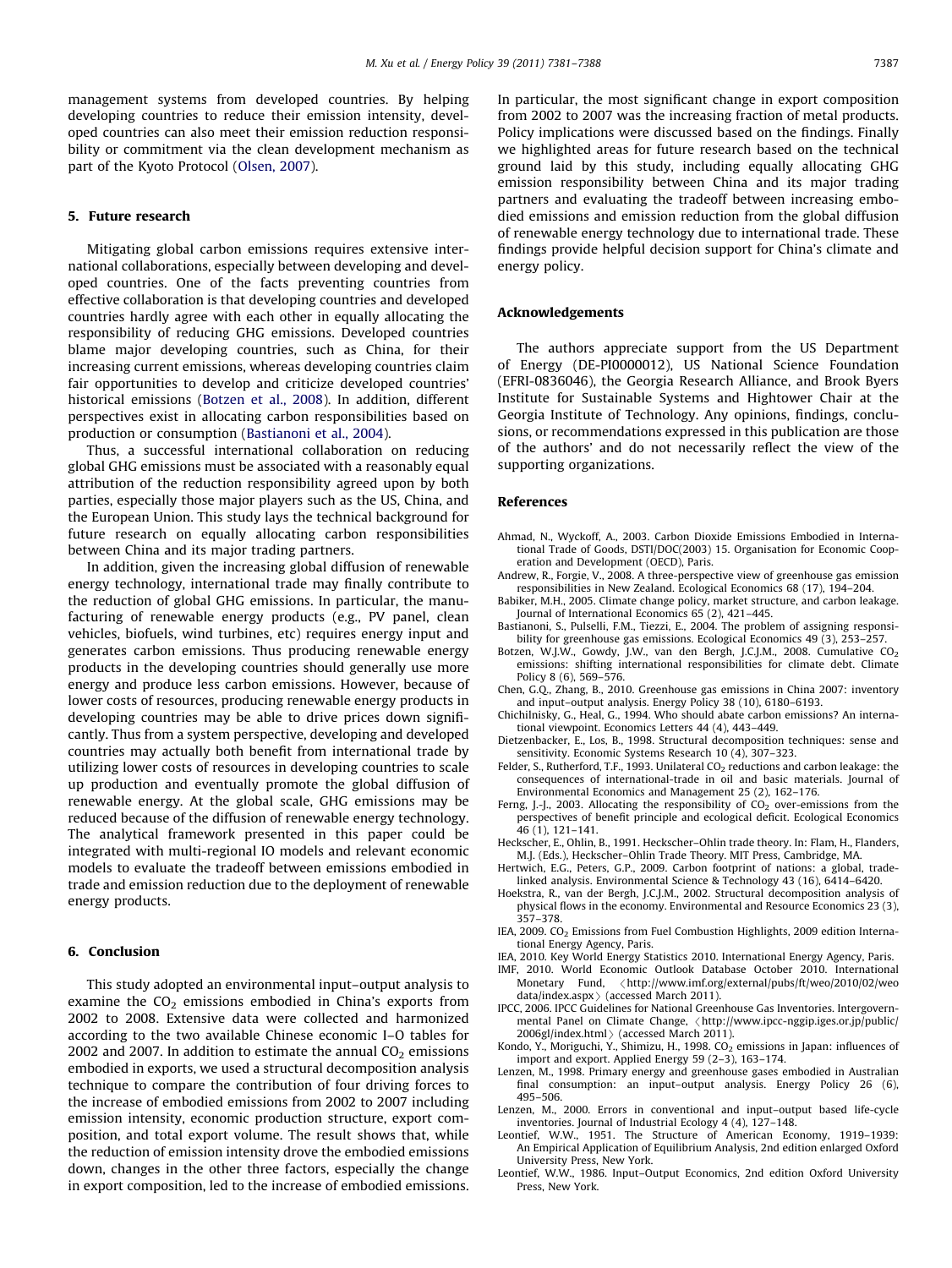management systems from developed countries. By helping developing countries to reduce their emission intensity, developed countries can also meet their emission reduction responsibility or commitment via the clean development mechanism as part of the Kyoto Protocol (Olsen, 2007).

## 5. Future research

Mitigating global carbon emissions requires extensive international collaborations, especially between developing and developed countries. One of the facts preventing countries from effective collaboration is that developing countries and developed countries hardly agree with each other in equally allocating the responsibility of reducing GHG emissions. Developed countries blame major developing countries, such as China, for their increasing current emissions, whereas developing countries claim fair opportunities to develop and criticize developed countries' historical emissions (Botzen et al., 2008). In addition, different perspectives exist in allocating carbon responsibilities based on production or consumption (Bastianoni et al., 2004).

Thus, a successful international collaboration on reducing global GHG emissions must be associated with a reasonably equal attribution of the reduction responsibility agreed upon by both parties, especially those major players such as the US, China, and the European Union. This study lays the technical background for future research on equally allocating carbon responsibilities between China and its major trading partners.

In addition, given the increasing global diffusion of renewable energy technology, international trade may finally contribute to the reduction of global GHG emissions. In particular, the manufacturing of renewable energy products (e.g., PV panel, clean vehicles, biofuels, wind turbines, etc) requires energy input and generates carbon emissions. Thus producing renewable energy products in the developing countries should generally use more energy and produce less carbon emissions. However, because of lower costs of resources, producing renewable energy products in developing countries may be able to drive prices down significantly. Thus from a system perspective, developing and developed countries may actually both benefit from international trade by utilizing lower costs of resources in developing countries to scale up production and eventually promote the global diffusion of renewable energy. At the global scale, GHG emissions may be reduced because of the diffusion of renewable energy technology. The analytical framework presented in this paper could be integrated with multi-regional IO models and relevant economic models to evaluate the tradeoff between emissions embodied in trade and emission reduction due to the deployment of renewable energy products.

## 6. Conclusion

This study adopted an environmental input–output analysis to examine the $CO_2$ emissions embodied in China's exports from 2002 to 2008. Extensive data were collected and harmonized according to the two available Chinese economic I–O tables for 2002 and 2007. In addition to estimate the annual $CO_2$ emissions embodied in exports, we used a structural decomposition analysis technique to compare the contribution of four driving forces to the increase of embodied emissions from 2002 to 2007 including emission intensity, economic production structure, export composition, and total export volume. The result shows that, while the reduction of emission intensity drove the embodied emissions down, changes in the other three factors, especially the change in export composition, led to the increase of embodied emissions. In particular, the most significant change in export composition from 2002 to 2007 was the increasing fraction of metal products. Policy implications were discussed based on the findings. Finally we highlighted areas for future research based on the technical ground laid by this study, including equally allocating GHG emission responsibility between China and its major trading partners and evaluating the tradeoff between increasing embodied emissions and emission reduction from the global diffusion of renewable energy technology due to international trade. These findings provide helpful decision support for China's climate and energy policy.

## Acknowledgements

The authors appreciate support from the US Department of Energy (DE-PI0000012), US National Science Foundation (EFRI-0836046), the Georgia Research Alliance, and Brook Byers Institute for Sustainable Systems and Hightower Chair at the Georgia Institute of Technology. Any opinions, findings, conclusions, or recommendations expressed in this publication are those of the authors' and do not necessarily reflect the view of the supporting organizations.

## References

- Ahmad, N., Wyckoff, A., 2003. Carbon Dioxide Emissions Embodied in International Trade of Goods, DSTI/DOC(2003) 15. Organisation for Economic Cooperation and Development (OECD), Paris.
- Andrew, R., Forgie, V., 2008. A three-perspective view of greenhouse gas emission responsibilities in New Zealand. Ecological Economics 68 (17), 194–204.
- Babiker, M.H., 2005. Climate change policy, market structure, and carbon leakage. Journal of International Economics 65 (2), 421–445.
- Bastianoni, S., Pulselli, F.M., Tiezzi, E., 2004. The problem of assigning responsibility for greenhouse gas emissions. Ecological Economics 49 (3), 253–257.
- Botzen, W.J.W., Gowdy, J.W., van den Bergh, J.C.J.M., 2008. Cumulative $CO_2$ emissions: shifting international responsibilities for climate debt. Climate Policy 8 (6), 569–576.
- Chen, G.Q., Zhang, B., 2010. Greenhouse gas emissions in China 2007: inventory and input–output analysis. Energy Policy 38 (10), 6180–6193.
- Chichilnisky, G., Heal, G., 1994. Who should abate carbon emissions? An international viewpoint. Economics Letters 44 (4), 443–449.
- Dietzenbacker, E., Los, B., 1998. Structural decomposition techniques: sense and sensitivity. Economic Systems Research 10 (4), 307–323.
- Felder, S., Rutherford, T.F., 1993. Unilateral $CO_2$ reductions and carbon leakage: the consequences of international-trade in oil and basic materials. Journal of Environmental Economics and Management 25 (2), 162–176.
- Ferng, J.-J., 2003. Allocating the responsibility of $CO_2$ over-emissions from the perspectives of benefit principle and ecological deficit. Ecological Economics 46 (1), 121–141.
- Heckscher, E., Ohlin, B., 1991. Heckscher–Ohlin trade theory. In: Flam, H., Flanders, M.J. (Eds.), Heckscher–Ohlin Trade Theory. MIT Press, Cambridge, MA.
- Hertwich, E.G., Peters, G.P., 2009. Carbon footprint of nations: a global, trade-linked analysis. Environmental Science & Technology 43 (16), 6414–6420.
- Hoekstra, R., van der Bergh, J.C.J.M., 2002. Structural decomposition analysis of physical flows in the economy. Environmental and Resource Economics 23 (3), 357–378.
- IEA, 2009. $CO_2$ Emissions from Fuel Combustion Highlights, 2009 edition International Energy Agency, Paris.
- IEA, 2010. Key World Energy Statistics 2010. International Energy Agency, Paris.
- IMF, 2010. World Economic Outlook Database October 2010. International Monetary Fund, 〈http://www.imf.org/external/pubs/ft/weo/2010/02/weodata/index.aspx〉 (accessed March 2011).
- IPCC, 2006. IPCC Guidelines for National Greenhouse Gas Inventories. Intergovernmental Panel on Climate Change, 〈http://www.ipcc-nggip.iges.or.jp/public/2006gl/index.html〉 (accessed March 2011).
- Kondo, Y., Moriguchi, Y., Shimizu, H., 1998. $CO_2$ emissions in Japan: influences of import and export. Applied Energy 59 (2–3), 163–174.
- Lenzen, M., 1998. Primary energy and greenhouse gases embodied in Australian final consumption: an input–output analysis. Energy Policy 26 (6), 495–506.
- Lenzen, M., 2000. Errors in conventional and input–output based life-cycle inventories. Journal of Industrial Ecology 4 (4), 127–148.
- Leontief, W.W., 1951. The Structure of American Economy, 1919–1939: An Empirical Application of Equilibrium Analysis, 2nd edition enlarged Oxford University Press, New York.
- Leontief, W.W., 1986. Input–Output Economics, 2nd edition Oxford University Press, New York.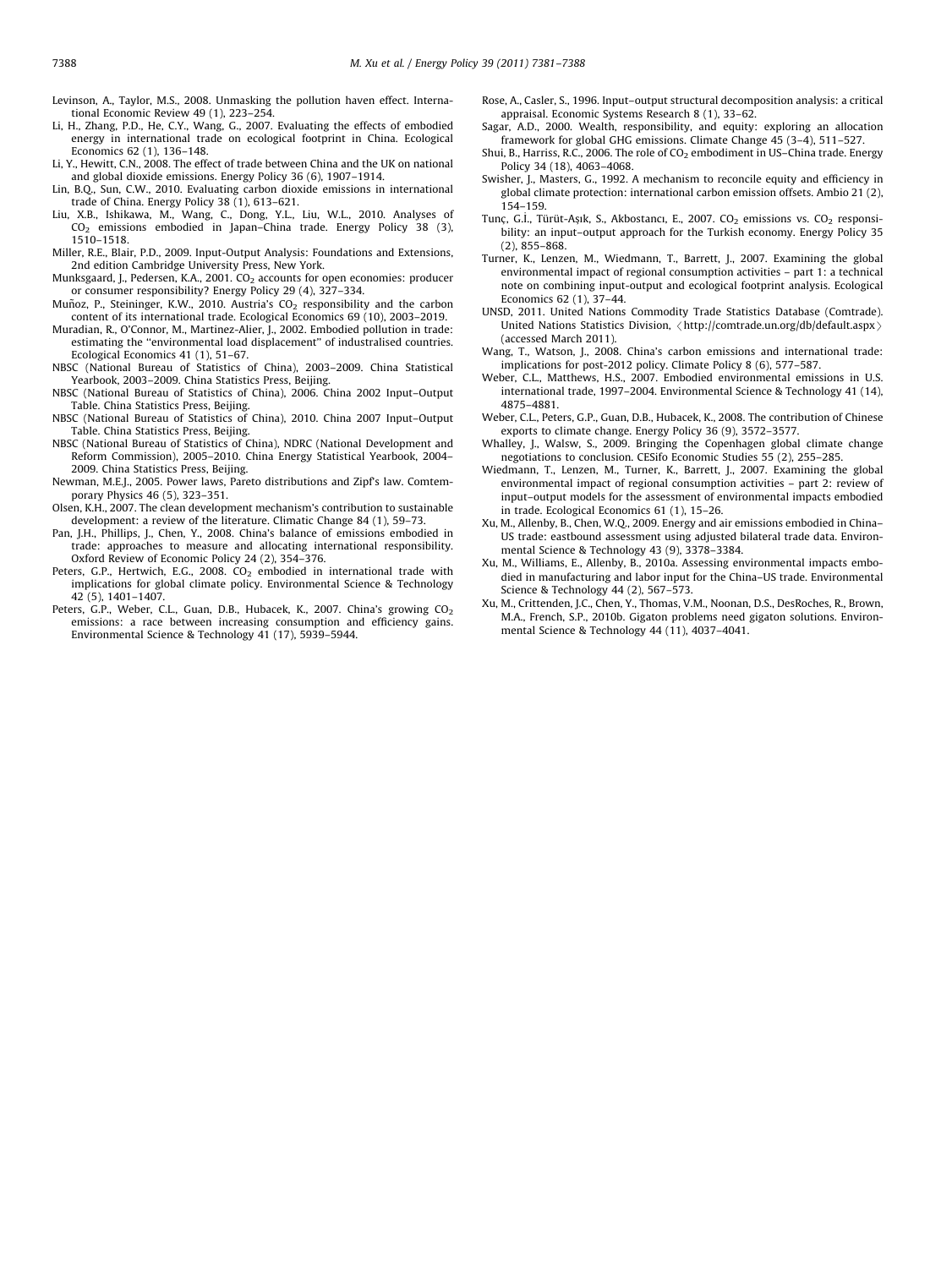Levinson, A., Taylor, M.S., 2008. Unmasking the pollution haven effect. International Economic Review 49 (1), 223–254.

Li, H., Zhang, P.D., He, C.Y., Wang, G., 2007. Evaluating the effects of embodied energy in international trade on ecological footprint in China. Ecological Economics 62 (1), 136–148.

Li, Y., Hewitt, C.N., 2008. The effect of trade between China and the UK on national and global dioxide emissions. Energy Policy 36 (6), 1907–1914.

Lin, B.Q., Sun, C.W., 2010. Evaluating carbon dioxide emissions in international trade of China. Energy Policy 38 (1), 613–621.

Liu, X.B., Ishikawa, M., Wang, C., Dong, Y.L., Liu, W.L., 2010. Analyses of $CO_2$ emissions embodied in Japan–China trade. Energy Policy 38 (3), 1510–1518.

Miller, R.E., Blair, P.D., 2009. Input-Output Analysis: Foundations and Extensions, 2nd edition Cambridge University Press, New York.

Munksgaard, J., Pedersen, K.A., 2001. $CO_2$ accounts for open economies: producer or consumer responsibility? Energy Policy 29 (4), 327–334.

Muñoz, P., Steininger, K.W., 2010. Austria's $CO_2$ responsibility and the carbon content of its international trade. Ecological Economics 69 (10), 2003–2019.

Muradian, R., O'Connor, M., Martinez-Alier, J., 2002. Embodied pollution in trade: estimating the ''environmental load displacement'' of industralised countries. Ecological Economics 41 (1), 51–67.

NBSC (National Bureau of Statistics of China), 2003–2009. China Statistical Yearbook, 2003–2009. China Statistics Press, Beijing.

NBSC (National Bureau of Statistics of China), 2006. China 2002 Input–Output Table. China Statistics Press, Beijing.

NBSC (National Bureau of Statistics of China), 2010. China 2007 Input–Output Table. China Statistics Press, Beijing.

NBSC (National Bureau of Statistics of China), NDRC (National Development and Reform Commission), 2005–2010. China Energy Statistical Yearbook, 2004–2009. China Statistics Press, Beijing.

Newman, M.E.J., 2005. Power laws, Pareto distributions and Zipf's law. Comtemporary Physics 46 (5), 323–351.

Olsen, K.H., 2007. The clean development mechanism's contribution to sustainable development: a review of the literature. Climatic Change 84 (1), 59–73.

Pan, J.H., Phillips, J., Chen, Y., 2008. China's balance of emissions embodied in trade: approaches to measure and allocating international responsibility. Oxford Review of Economic Policy 24 (2), 354–376.

Peters, G.P., Hertwich, E.G., 2008. $CO_2$ embodied in international trade with implications for global climate policy. Environmental Science & Technology 42 (5), 1401–1407.

Peters, G.P., Weber, C.L., Guan, D.B., Hubacek, K., 2007. China's growing $CO_2$ emissions: a race between increasing consumption and efficiency gains. Environmental Science & Technology 41 (17), 5939–5944.

Rose, A., Casler, S., 1996. Input–output structural decomposition analysis: a critical appraisal. Economic Systems Research 8 (1), 33–62.

Sagar, A.D., 2000. Wealth, responsibility, and equity: exploring an allocation framework for global GHG emissions. Climate Change 45 (3–4), 511–527.

Shui, B., Harriss, R.C., 2006. The role of $CO_2$ embodiment in US–China trade. Energy Policy 34 (18), 4063–4068.

Swisher, J., Masters, G., 1992. A mechanism to reconcile equity and efficiency in global climate protection: international carbon emission offsets. Ambio 21 (2), 154–159.

Tunç, G.İ., Türüt-Aşık, S., Akbostancı, E., 2007. $CO_2$ emissions vs. $CO_2$ responsibility: an input–output approach for the Turkish economy. Energy Policy 35 (2), 855–868.

Turner, K., Lenzen, M., Wiedmann, T., Barrett, J., 2007. Examining the global environmental impact of regional consumption activities – part 1: a technical note on combining input-output and ecological footprint analysis. Ecological Economics 62 (1), 37–44.

UNSD, 2011. United Nations Commodity Trade Statistics Database (Comtrade). United Nations Statistics Division, ⟨http://comtrade.un.org/db/default.aspx⟩ (accessed March 2011).

Wang, T., Watson, J., 2008. China's carbon emissions and international trade: implications for post-2012 policy. Climate Policy 8 (6), 577–587.

Weber, C.L., Matthews, H.S., 2007. Embodied environmental emissions in U.S. international trade, 1997–2004. Environmental Science & Technology 41 (14), 4875–4881.

Weber, C.L., Peters, G.P., Guan, D.B., Hubacek, K., 2008. The contribution of Chinese exports to climate change. Energy Policy 36 (9), 3572–3577.

Whalley, J., Walsw, S., 2009. Bringing the Copenhagen global climate change negotiations to conclusion. CESifo Economic Studies 55 (2), 255–285.

Wiedmann, T., Lenzen, M., Turner, K., Barrett, J., 2007. Examining the global environmental impact of regional consumption activities – part 2: review of input–output models for the assessment of environmental impacts embodied in trade. Ecological Economics 61 (1), 15–26.

Xu, M., Allenby, B., Chen, W.Q., 2009. Energy and air emissions embodied in China–US trade: eastbound assessment using adjusted bilateral trade data. Environmental Science & Technology 43 (9), 3378–3384.

Xu, M., Williams, E., Allenby, B., 2010a. Assessing environmental impacts embodied in manufacturing and labor input for the China–US trade. Environmental Science & Technology 44 (2), 567–573.

Xu, M., Crittenden, J.C., Chen, Y., Thomas, V.M., Noonan, D.S., DesRoches, R., Brown, M.A., French, S.P., 2010b. Gigaton problems need gigaton solutions. Environmental Science & Technology 44 (11), 4037–4041.